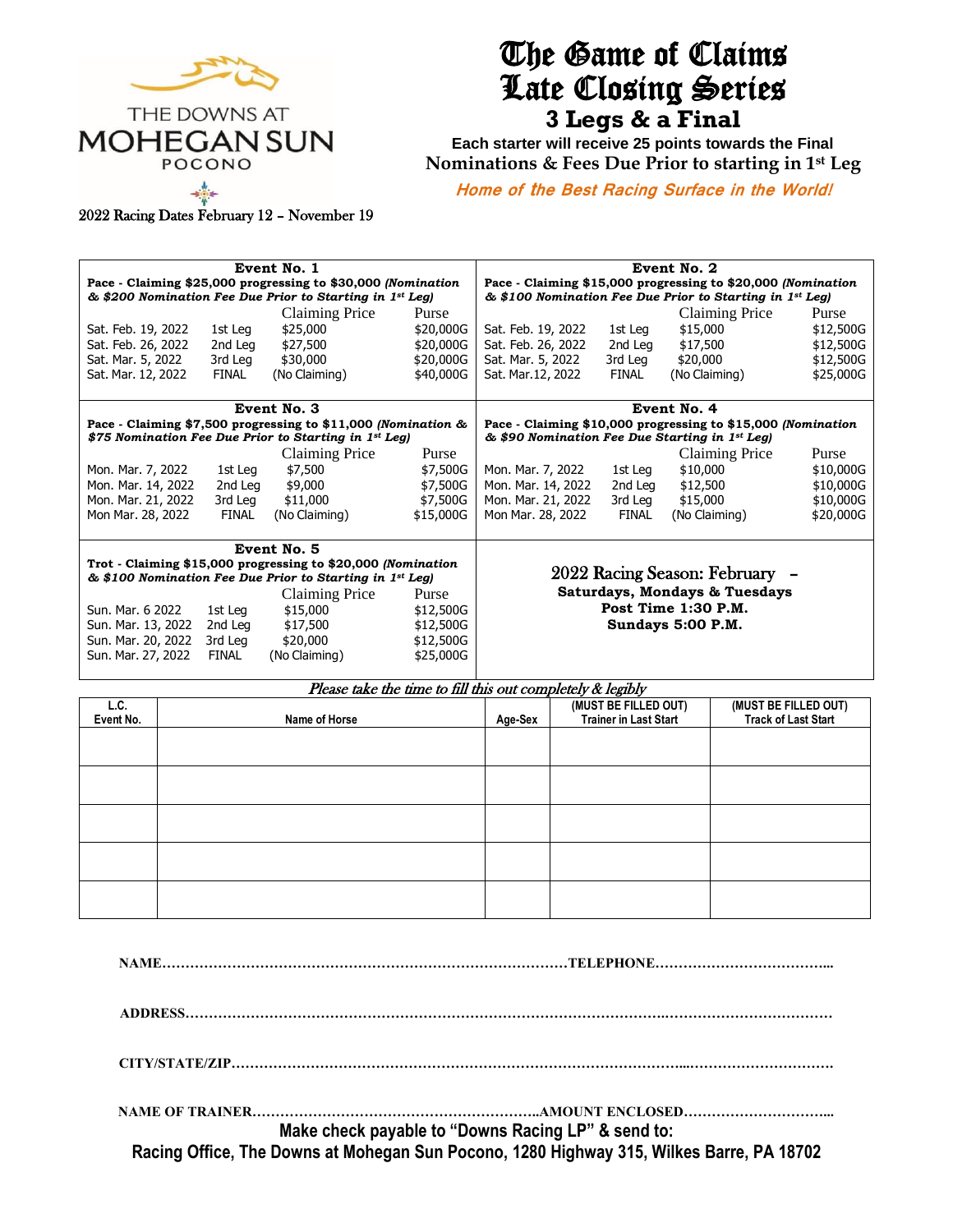THE DOWNS AT MOHEGAN SUN POCONO

2022 Racing Dates February 12 – November 19

# The Game of Claims Late Closing Series

## 3 Legs & a Final

**Each starter will receive 25 points towards the Final**

**Nominations & Fees Due Prior to starting in 1st Leg**

***Home of the Best Racing Surface in the World!***

### Event No. 1

**Pace - Claiming $25,000 progressing to $30,000** ***(Nomination & $200 Nomination Fee Due Prior to Starting in 1st Leg)***

| Date | Leg | Claiming Price | Purse |
|---|---|---|---|
| Sat. Feb. 19, 2022 | 1st Leg | $25,000 | $20,000G |
| Sat. Feb. 26, 2022 | 2nd Leg | $27,500 | $20,000G |
| Sat. Mar. 5, 2022 | 3rd Leg | $30,000 | $20,000G |
| Sat. Mar. 12, 2022 | FINAL | (No Claiming) | $40,000G |

### Event No. 2

**Pace - Claiming $15,000 progressing to $20,000** ***(Nomination & $100 Nomination Fee Due Prior to Starting in 1st Leg)***

| Date | Leg | Claiming Price | Purse |
|---|---|---|---|
| Sat. Feb. 19, 2022 | 1st Leg | $15,000 | $12,500G |
| Sat. Feb. 26, 2022 | 2nd Leg | $17,500 | $12,500G |
| Sat. Mar. 5, 2022 | 3rd Leg | $20,000 | $12,500G |
| Sat. Mar.12, 2022 | FINAL | (No Claiming) | $25,000G |

### Event No. 3

**Pace - Claiming $7,500 progressing to $11,000** ***(Nomination & $75 Nomination Fee Due Prior to Starting in 1st Leg)***

| Date | Leg | Claiming Price | Purse |
|---|---|---|---|
| Mon. Mar. 7, 2022 | 1st Leg | $7,500 | $7,500G |
| Mon. Mar. 14, 2022 | 2nd Leg | $9,000 | $7,500G |
| Mon. Mar. 21, 2022 | 3rd Leg | $11,000 | $7,500G |
| Mon Mar. 28, 2022 | FINAL | (No Claiming) | $15,000G |

### Event No. 4

**Pace - Claiming $10,000 progressing to $15,000** ***(Nomination & $90 Nomination Fee Due Starting in 1st Leg)***

| Date | Leg | Claiming Price | Purse |
|---|---|---|---|
| Mon. Mar. 7, 2022 | 1st Leg | $10,000 | $10,000G |
| Mon. Mar. 14, 2022 | 2nd Leg | $12,500 | $10,000G |
| Mon. Mar. 21, 2022 | 3rd Leg | $15,000 | $10,000G |
| Mon Mar. 28, 2022 | FINAL | (No Claiming) | $20,000G |

### Event No. 5

**Trot - Claiming $15,000 progressing to $20,000** ***(Nomination & $100 Nomination Fee Due Prior to Starting in 1st Leg)***

| Date | Leg | Claiming Price | Purse |
|---|---|---|---|
| Sun. Mar. 6 2022 | 1st Leg | $15,000 | $12,500G |
| Sun. Mar. 13, 2022 | 2nd Leg | $17,500 | $12,500G |
| Sun. Mar. 20, 2022 | 3rd Leg | $20,000 | $12,500G |
| Sun. Mar. 27, 2022 | FINAL | (No Claiming) | $25,000G |

2022 Racing Season: February –

**Saturdays, Mondays & Tuesdays**

**Post Time 1:30 P.M.**

**Sundays 5:00 P.M.**

*Please take the time to fill this out completely & legibly*

| L.C. Event No. | Name of Horse | Age-Sex | (MUST BE FILLED OUT) Trainer in Last Start | (MUST BE FILLED OUT) Track of Last Start |
|---|---|---|---|---|
| | | | | |
| | | | | |
| | | | | |
| | | | | |
| | | | | |

**NAME…………………………………………………………………………………TELEPHONE………………………………...**

**ADDRESS…………………………………………………………………………………………………………………………**

**CITY/STATE/ZIP……………………………………………………………………………………………………………………**

**NAME OF TRAINER……………………………………………………..AMOUNT ENCLOSED…………………………...**

**Make check payable to "Downs Racing LP" & send to:**

**Racing Office, The Downs at Mohegan Sun Pocono, 1280 Highway 315, Wilkes Barre, PA 18702**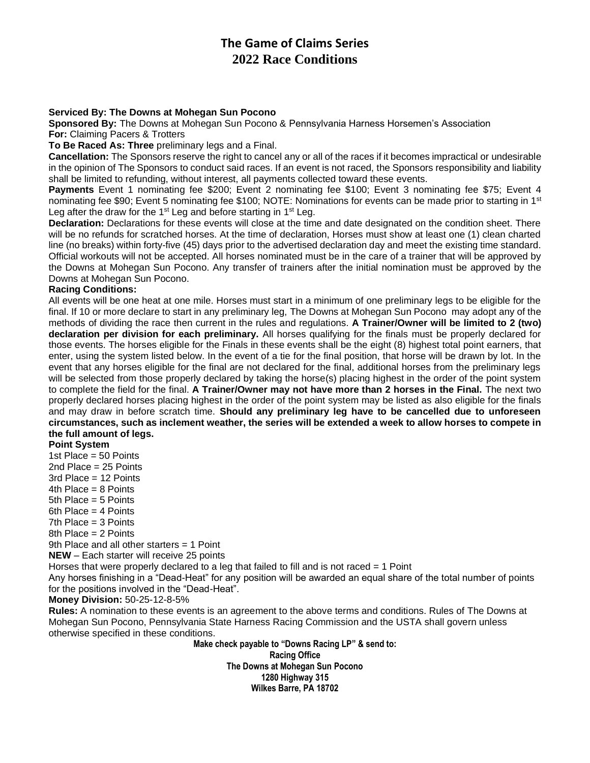# The Game of Claims Series
# 2022 Race Conditions

**Serviced By: The Downs at Mohegan Sun Pocono**
**Sponsored By:** The Downs at Mohegan Sun Pocono & Pennsylvania Harness Horsemen's Association
**For:** Claiming Pacers & Trotters
**To Be Raced As: Three** preliminary legs and a Final.

**Cancellation:** The Sponsors reserve the right to cancel any or all of the races if it becomes impractical or undesirable in the opinion of The Sponsors to conduct said races. If an event is not raced, the Sponsors responsibility and liability shall be limited to refunding, without interest, all payments collected toward these events.

**Payments** Event 1 nominating fee $200; Event 2 nominating fee $100; Event 3 nominating fee $75; Event 4 nominating fee $90; Event 5 nominating fee $100; NOTE: Nominations for events can be made prior to starting in 1st Leg after the draw for the 1st Leg and before starting in 1st Leg.

**Declaration:** Declarations for these events will close at the time and date designated on the condition sheet. There will be no refunds for scratched horses. At the time of declaration, Horses must show at least one (1) clean charted line (no breaks) within forty-five (45) days prior to the advertised declaration day and meet the existing time standard. Official workouts will not be accepted. All horses nominated must be in the care of a trainer that will be approved by the Downs at Mohegan Sun Pocono. Any transfer of trainers after the initial nomination must be approved by the Downs at Mohegan Sun Pocono.

**Racing Conditions:**
All events will be one heat at one mile. Horses must start in a minimum of one preliminary legs to be eligible for the final. If 10 or more declare to start in any preliminary leg, The Downs at Mohegan Sun Pocono may adopt any of the methods of dividing the race then current in the rules and regulations. **A Trainer/Owner will be limited to 2 (two) declaration per division for each preliminary.** All horses qualifying for the finals must be properly declared for those events. The horses eligible for the Finals in these events shall be the eight (8) highest total point earners, that enter, using the system listed below. In the event of a tie for the final position, that horse will be drawn by lot. In the event that any horses eligible for the final are not declared for the final, additional horses from the preliminary legs will be selected from those properly declared by taking the horse(s) placing highest in the order of the point system to complete the field for the final. **A Trainer/Owner may not have more than 2 horses in the Final.** The next two properly declared horses placing highest in the order of the point system may be listed as also eligible for the finals and may draw in before scratch time. **Should any preliminary leg have to be cancelled due to unforeseen circumstances, such as inclement weather, the series will be extended a week to allow horses to compete in the full amount of legs.**

**Point System**
1st Place = 50 Points
2nd Place = 25 Points
3rd Place = 12 Points
4th Place = 8 Points
5th Place = 5 Points
6th Place = 4 Points
7th Place = 3 Points
8th Place = 2 Points
9th Place and all other starters = 1 Point
**NEW** – Each starter will receive 25 points
Horses that were properly declared to a leg that failed to fill and is not raced = 1 Point
Any horses finishing in a "Dead-Heat" for any position will be awarded an equal share of the total number of points for the positions involved in the "Dead-Heat".

**Money Division:** 50-25-12-8-5%

**Rules:** A nomination to these events is an agreement to the above terms and conditions. Rules of The Downs at Mohegan Sun Pocono, Pennsylvania State Harness Racing Commission and the USTA shall govern unless otherwise specified in these conditions.

**Make check payable to "Downs Racing LP" & send to:**
**Racing Office**
**The Downs at Mohegan Sun Pocono**
**1280 Highway 315**
**Wilkes Barre, PA 18702**